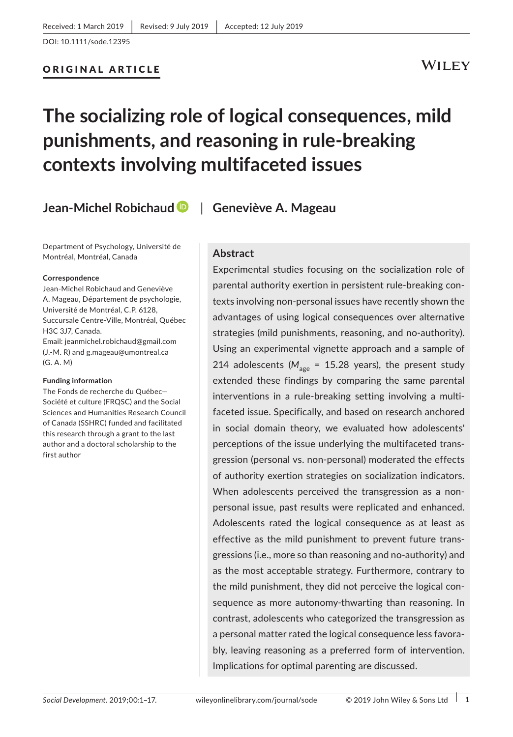Received: 1 March 2019 | Revised: 9 July 2019 | Accepted: 12 July 2019

DOI: 10.1111/sode.12395

**ORIGINAL ARTICLE**

# The socializing role of logical consequences, mild punishments, and reasoning in rule-breaking contexts involving multifaceted issues

**Jean-Michel Robichaud** | **Geneviève A. Mageau**

Department of Psychology, Université de Montréal, Montréal, Canada

**Correspondence**
Jean-Michel Robichaud and Geneviève A. Mageau, Département de psychologie, Université de Montréal, C.P. 6128, Succursale Centre-Ville, Montréal, Québec H3C 3J7, Canada.
Email: jeanmichel.robichaud@gmail.com (J.-M. R) and g.mageau@umontreal.ca (G. A. M)

**Funding information**
The Fonds de recherche du Québec—Société et culture (FRQSC) and the Social Sciences and Humanities Research Council of Canada (SSHRC) funded and facilitated this research through a grant to the last author and a doctoral scholarship to the first author

## Abstract

Experimental studies focusing on the socialization role of parental authority exertion in persistent rule-breaking contexts involving non-personal issues have recently shown the advantages of using logical consequences over alternative strategies (mild punishments, reasoning, and no-authority). Using an experimental vignette approach and a sample of 214 adolescents ($M_{age}$ = 15.28 years), the present study extended these findings by comparing the same parental interventions in a rule-breaking setting involving a multifaceted issue. Specifically, and based on research anchored in social domain theory, we evaluated how adolescents' perceptions of the issue underlying the multifaceted transgression (personal vs. non-personal) moderated the effects of authority exertion strategies on socialization indicators. When adolescents perceived the transgression as a non-personal issue, past results were replicated and enhanced. Adolescents rated the logical consequence as at least as effective as the mild punishment to prevent future transgressions (i.e., more so than reasoning and no-authority) and as the most acceptable strategy. Furthermore, contrary to the mild punishment, they did not perceive the logical consequence as more autonomy-thwarting than reasoning. In contrast, adolescents who categorized the transgression as a personal matter rated the logical consequence less favorably, leaving reasoning as a preferred form of intervention. Implications for optimal parenting are discussed.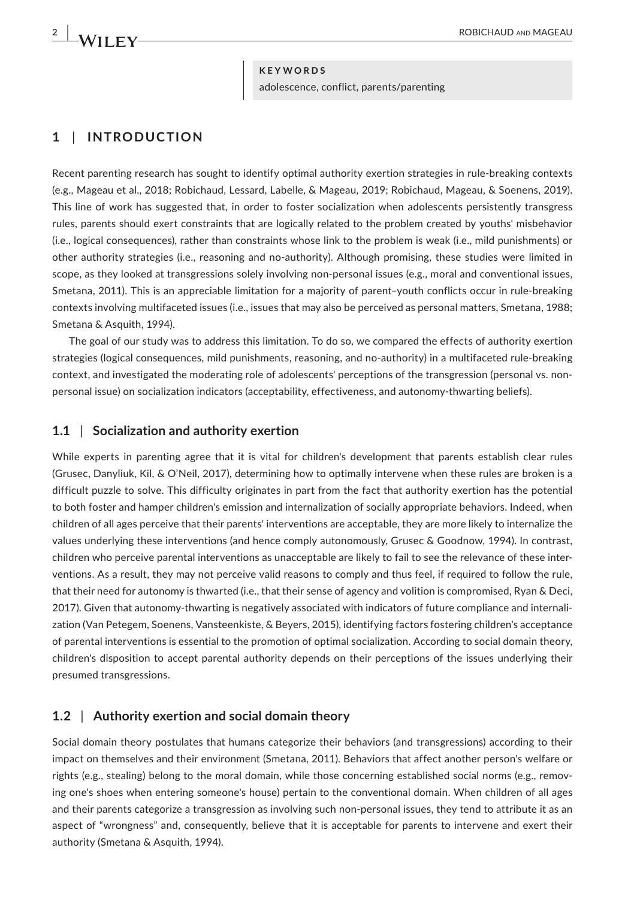**KEYWORDS**
adolescence, conflict, parents/parenting

## 1 | INTRODUCTION

Recent parenting research has sought to identify optimal authority exertion strategies in rule-breaking contexts (e.g., Mageau et al., 2018; Robichaud, Lessard, Labelle, & Mageau, 2019; Robichaud, Mageau, & Soenens, 2019). This line of work has suggested that, in order to foster socialization when adolescents persistently transgress rules, parents should exert constraints that are logically related to the problem created by youths' misbehavior (i.e., logical consequences), rather than constraints whose link to the problem is weak (i.e., mild punishments) or other authority strategies (i.e., reasoning and no-authority). Although promising, these studies were limited in scope, as they looked at transgressions solely involving non-personal issues (e.g., moral and conventional issues, Smetana, 2011). This is an appreciable limitation for a majority of parent–youth conflicts occur in rule-breaking contexts involving multifaceted issues (i.e., issues that may also be perceived as personal matters, Smetana, 1988; Smetana & Asquith, 1994).

The goal of our study was to address this limitation. To do so, we compared the effects of authority exertion strategies (logical consequences, mild punishments, reasoning, and no-authority) in a multifaceted rule-breaking context, and investigated the moderating role of adolescents' perceptions of the transgression (personal vs. non-personal issue) on socialization indicators (acceptability, effectiveness, and autonomy-thwarting beliefs).

### 1.1 | Socialization and authority exertion

While experts in parenting agree that it is vital for children's development that parents establish clear rules (Grusec, Danyliuk, Kil, & O'Neil, 2017), determining how to optimally intervene when these rules are broken is a difficult puzzle to solve. This difficulty originates in part from the fact that authority exertion has the potential to both foster and hamper children's emission and internalization of socially appropriate behaviors. Indeed, when children of all ages perceive that their parents' interventions are acceptable, they are more likely to internalize the values underlying these interventions (and hence comply autonomously, Grusec & Goodnow, 1994). In contrast, children who perceive parental interventions as unacceptable are likely to fail to see the relevance of these interventions. As a result, they may not perceive valid reasons to comply and thus feel, if required to follow the rule, that their need for autonomy is thwarted (i.e., that their sense of agency and volition is compromised, Ryan & Deci, 2017). Given that autonomy-thwarting is negatively associated with indicators of future compliance and internalization (Van Petegem, Soenens, Vansteenkiste, & Beyers, 2015), identifying factors fostering children's acceptance of parental interventions is essential to the promotion of optimal socialization. According to social domain theory, children's disposition to accept parental authority depends on their perceptions of the issues underlying their presumed transgressions.

### 1.2 | Authority exertion and social domain theory

Social domain theory postulates that humans categorize their behaviors (and transgressions) according to their impact on themselves and their environment (Smetana, 2011). Behaviors that affect another person's welfare or rights (e.g., stealing) belong to the moral domain, while those concerning established social norms (e.g., removing one's shoes when entering someone's house) pertain to the conventional domain. When children of all ages and their parents categorize a transgression as involving such non-personal issues, they tend to attribute it as an aspect of "wrongness" and, consequently, believe that it is acceptable for parents to intervene and exert their authority (Smetana & Asquith, 1994).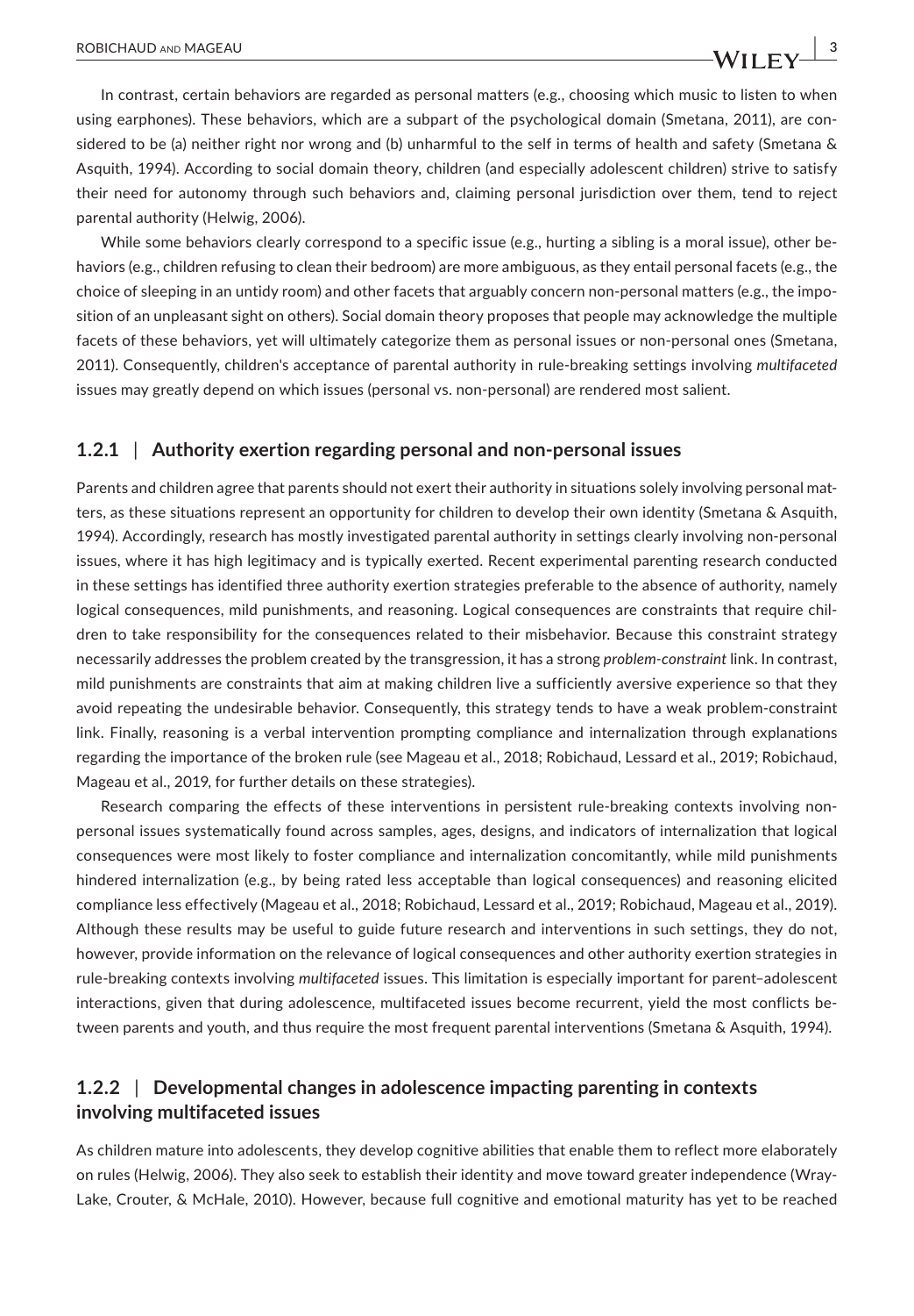In contrast, certain behaviors are regarded as personal matters (e.g., choosing which music to listen to when using earphones). These behaviors, which are a subpart of the psychological domain (Smetana, 2011), are considered to be (a) neither right nor wrong and (b) unharmful to the self in terms of health and safety (Smetana & Asquith, 1994). According to social domain theory, children (and especially adolescent children) strive to satisfy their need for autonomy through such behaviors and, claiming personal jurisdiction over them, tend to reject parental authority (Helwig, 2006).

While some behaviors clearly correspond to a specific issue (e.g., hurting a sibling is a moral issue), other behaviors (e.g., children refusing to clean their bedroom) are more ambiguous, as they entail personal facets (e.g., the choice of sleeping in an untidy room) and other facets that arguably concern non-personal matters (e.g., the imposition of an unpleasant sight on others). Social domain theory proposes that people may acknowledge the multiple facets of these behaviors, yet will ultimately categorize them as personal issues or non-personal ones (Smetana, 2011). Consequently, children's acceptance of parental authority in rule-breaking settings involving *multifaceted* issues may greatly depend on which issues (personal vs. non-personal) are rendered most salient.

### 1.2.1 | Authority exertion regarding personal and non-personal issues

Parents and children agree that parents should not exert their authority in situations solely involving personal matters, as these situations represent an opportunity for children to develop their own identity (Smetana & Asquith, 1994). Accordingly, research has mostly investigated parental authority in settings clearly involving non-personal issues, where it has high legitimacy and is typically exerted. Recent experimental parenting research conducted in these settings has identified three authority exertion strategies preferable to the absence of authority, namely logical consequences, mild punishments, and reasoning. Logical consequences are constraints that require children to take responsibility for the consequences related to their misbehavior. Because this constraint strategy necessarily addresses the problem created by the transgression, it has a strong *problem-constraint* link. In contrast, mild punishments are constraints that aim at making children live a sufficiently aversive experience so that they avoid repeating the undesirable behavior. Consequently, this strategy tends to have a weak problem-constraint link. Finally, reasoning is a verbal intervention prompting compliance and internalization through explanations regarding the importance of the broken rule (see Mageau et al., 2018; Robichaud, Lessard et al., 2019; Robichaud, Mageau et al., 2019, for further details on these strategies).

Research comparing the effects of these interventions in persistent rule-breaking contexts involving non-personal issues systematically found across samples, ages, designs, and indicators of internalization that logical consequences were most likely to foster compliance and internalization concomitantly, while mild punishments hindered internalization (e.g., by being rated less acceptable than logical consequences) and reasoning elicited compliance less effectively (Mageau et al., 2018; Robichaud, Lessard et al., 2019; Robichaud, Mageau et al., 2019). Although these results may be useful to guide future research and interventions in such settings, they do not, however, provide information on the relevance of logical consequences and other authority exertion strategies in rule-breaking contexts involving *multifaceted* issues. This limitation is especially important for parent–adolescent interactions, given that during adolescence, multifaceted issues become recurrent, yield the most conflicts between parents and youth, and thus require the most frequent parental interventions (Smetana & Asquith, 1994).

### 1.2.2 | Developmental changes in adolescence impacting parenting in contexts involving multifaceted issues

As children mature into adolescents, they develop cognitive abilities that enable them to reflect more elaborately on rules (Helwig, 2006). They also seek to establish their identity and move toward greater independence (Wray-Lake, Crouter, & McHale, 2010). However, because full cognitive and emotional maturity has yet to be reached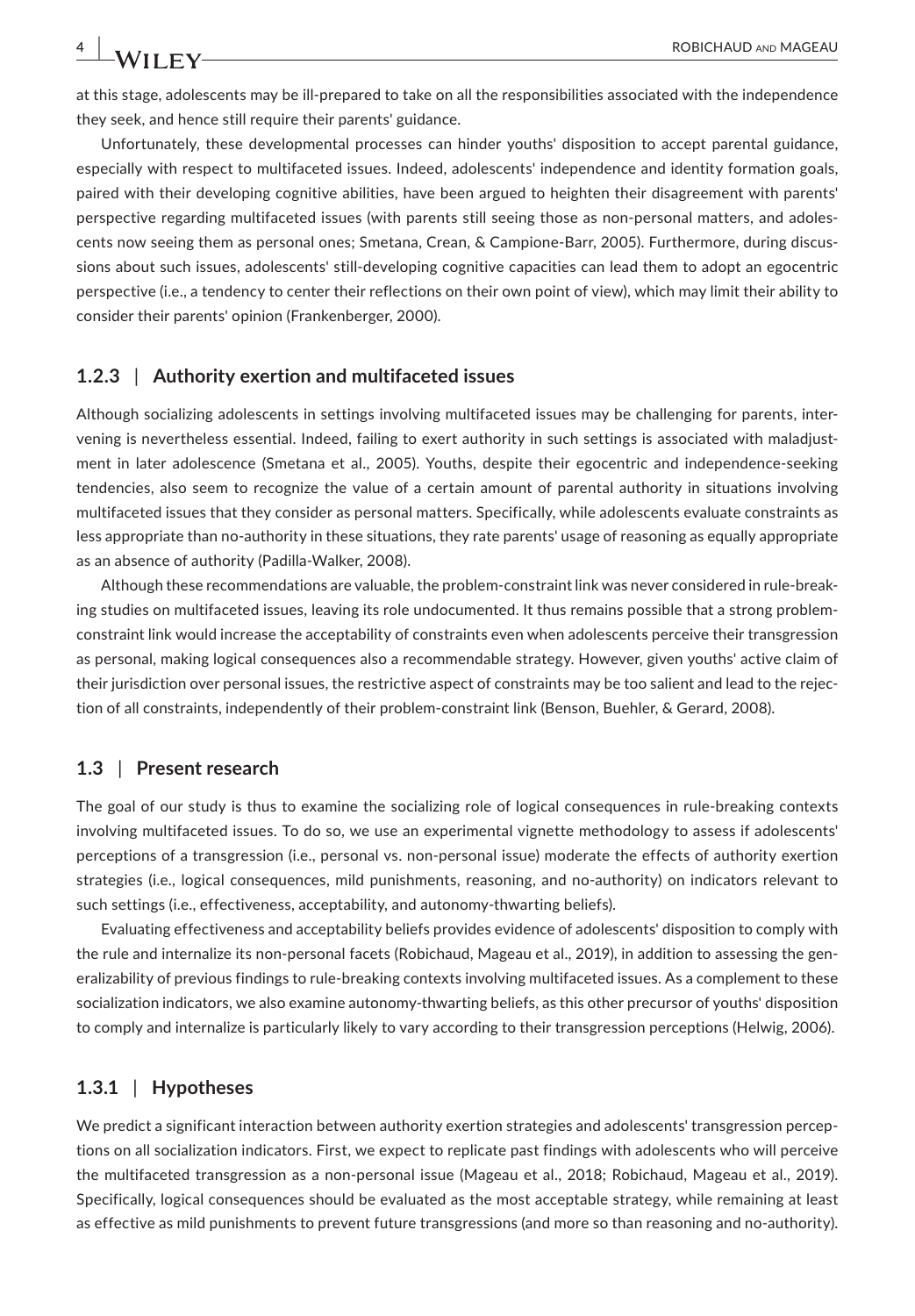at this stage, adolescents may be ill-prepared to take on all the responsibilities associated with the independence they seek, and hence still require their parents' guidance.

Unfortunately, these developmental processes can hinder youths' disposition to accept parental guidance, especially with respect to multifaceted issues. Indeed, adolescents' independence and identity formation goals, paired with their developing cognitive abilities, have been argued to heighten their disagreement with parents' perspective regarding multifaceted issues (with parents still seeing those as non-personal matters, and adolescents now seeing them as personal ones; Smetana, Crean, & Campione-Barr, 2005). Furthermore, during discussions about such issues, adolescents' still-developing cognitive capacities can lead them to adopt an egocentric perspective (i.e., a tendency to center their reflections on their own point of view), which may limit their ability to consider their parents' opinion (Frankenberger, 2000).

### 1.2.3 | Authority exertion and multifaceted issues

Although socializing adolescents in settings involving multifaceted issues may be challenging for parents, intervening is nevertheless essential. Indeed, failing to exert authority in such settings is associated with maladjustment in later adolescence (Smetana et al., 2005). Youths, despite their egocentric and independence-seeking tendencies, also seem to recognize the value of a certain amount of parental authority in situations involving multifaceted issues that they consider as personal matters. Specifically, while adolescents evaluate constraints as less appropriate than no-authority in these situations, they rate parents' usage of reasoning as equally appropriate as an absence of authority (Padilla-Walker, 2008).

Although these recommendations are valuable, the problem-constraint link was never considered in rule-breaking studies on multifaceted issues, leaving its role undocumented. It thus remains possible that a strong problem-constraint link would increase the acceptability of constraints even when adolescents perceive their transgression as personal, making logical consequences also a recommendable strategy. However, given youths' active claim of their jurisdiction over personal issues, the restrictive aspect of constraints may be too salient and lead to the rejection of all constraints, independently of their problem-constraint link (Benson, Buehler, & Gerard, 2008).

## 1.3 | Present research

The goal of our study is thus to examine the socializing role of logical consequences in rule-breaking contexts involving multifaceted issues. To do so, we use an experimental vignette methodology to assess if adolescents' perceptions of a transgression (i.e., personal vs. non-personal issue) moderate the effects of authority exertion strategies (i.e., logical consequences, mild punishments, reasoning, and no-authority) on indicators relevant to such settings (i.e., effectiveness, acceptability, and autonomy-thwarting beliefs).

Evaluating effectiveness and acceptability beliefs provides evidence of adolescents' disposition to comply with the rule and internalize its non-personal facets (Robichaud, Mageau et al., 2019), in addition to assessing the generalizability of previous findings to rule-breaking contexts involving multifaceted issues. As a complement to these socialization indicators, we also examine autonomy-thwarting beliefs, as this other precursor of youths' disposition to comply and internalize is particularly likely to vary according to their transgression perceptions (Helwig, 2006).

### 1.3.1 | Hypotheses

We predict a significant interaction between authority exertion strategies and adolescents' transgression perceptions on all socialization indicators. First, we expect to replicate past findings with adolescents who will perceive the multifaceted transgression as a non-personal issue (Mageau et al., 2018; Robichaud, Mageau et al., 2019). Specifically, logical consequences should be evaluated as the most acceptable strategy, while remaining at least as effective as mild punishments to prevent future transgressions (and more so than reasoning and no-authority).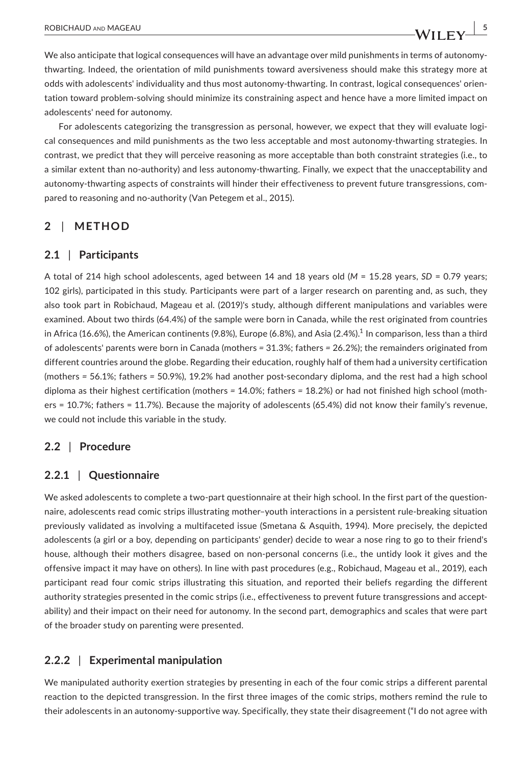We also anticipate that logical consequences will have an advantage over mild punishments in terms of autonomy-thwarting. Indeed, the orientation of mild punishments toward aversiveness should make this strategy more at odds with adolescents' individuality and thus most autonomy-thwarting. In contrast, logical consequences' orientation toward problem-solving should minimize its constraining aspect and hence have a more limited impact on adolescents' need for autonomy.

For adolescents categorizing the transgression as personal, however, we expect that they will evaluate logical consequences and mild punishments as the two less acceptable and most autonomy-thwarting strategies. In contrast, we predict that they will perceive reasoning as more acceptable than both constraint strategies (i.e., to a similar extent than no-authority) and less autonomy-thwarting. Finally, we expect that the unacceptability and autonomy-thwarting aspects of constraints will hinder their effectiveness to prevent future transgressions, compared to reasoning and no-authority (Van Petegem et al., 2015).

# 2 | METHOD

## 2.1 | Participants

A total of 214 high school adolescents, aged between 14 and 18 years old (*M* = 15.28 years, *SD* = 0.79 years; 102 girls), participated in this study. Participants were part of a larger research on parenting and, as such, they also took part in Robichaud, Mageau et al. (2019)'s study, although different manipulations and variables were examined. About two thirds (64.4%) of the sample were born in Canada, while the rest originated from countries in Africa (16.6%), the American continents (9.8%), Europe (6.8%), and Asia (2.4%).[1] In comparison, less than a third of adolescents' parents were born in Canada (mothers = 31.3%; fathers = 26.2%); the remainders originated from different countries around the globe. Regarding their education, roughly half of them had a university certification (mothers = 56.1%; fathers = 50.9%), 19.2% had another post-secondary diploma, and the rest had a high school diploma as their highest certification (mothers = 14.0%; fathers = 18.2%) or had not finished high school (mothers = 10.7%; fathers = 11.7%). Because the majority of adolescents (65.4%) did not know their family's revenue, we could not include this variable in the study.

## 2.2 | Procedure

### 2.2.1 | Questionnaire

We asked adolescents to complete a two-part questionnaire at their high school. In the first part of the questionnaire, adolescents read comic strips illustrating mother–youth interactions in a persistent rule-breaking situation previously validated as involving a multifaceted issue (Smetana & Asquith, 1994). More precisely, the depicted adolescents (a girl or a boy, depending on participants' gender) decide to wear a nose ring to go to their friend's house, although their mothers disagree, based on non-personal concerns (i.e., the untidy look it gives and the offensive impact it may have on others). In line with past procedures (e.g., Robichaud, Mageau et al., 2019), each participant read four comic strips illustrating this situation, and reported their beliefs regarding the different authority strategies presented in the comic strips (i.e., effectiveness to prevent future transgressions and acceptability) and their impact on their need for autonomy. In the second part, demographics and scales that were part of the broader study on parenting were presented.

### 2.2.2 | Experimental manipulation

We manipulated authority exertion strategies by presenting in each of the four comic strips a different parental reaction to the depicted transgression. In the first three images of the comic strips, mothers remind the rule to their adolescents in an autonomy-supportive way. Specifically, they state their disagreement ("I do not agree with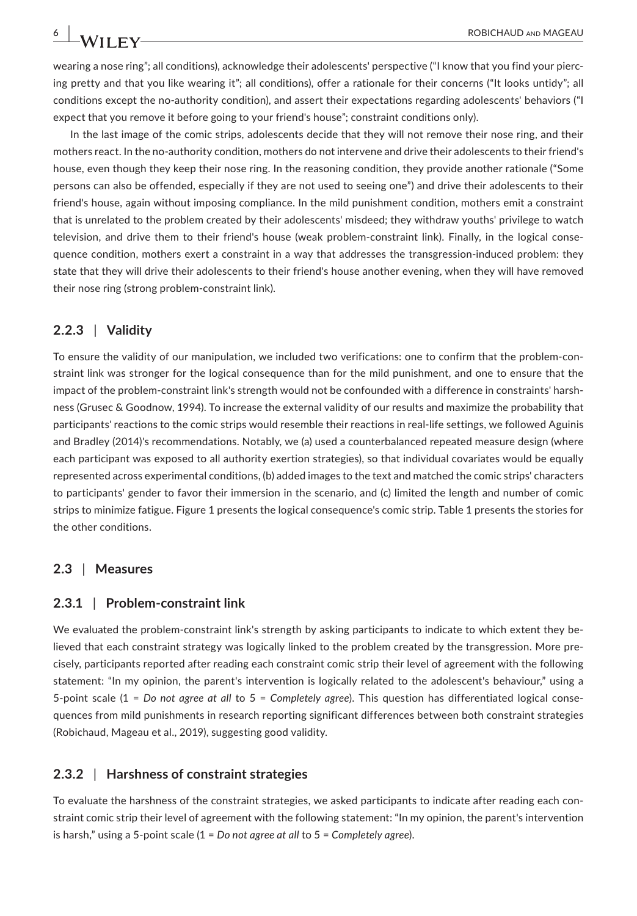wearing a nose ring"; all conditions), acknowledge their adolescents' perspective ("I know that you find your piercing pretty and that you like wearing it"; all conditions), offer a rationale for their concerns ("It looks untidy"; all conditions except the no-authority condition), and assert their expectations regarding adolescents' behaviors ("I expect that you remove it before going to your friend's house"; constraint conditions only).

In the last image of the comic strips, adolescents decide that they will not remove their nose ring, and their mothers react. In the no-authority condition, mothers do not intervene and drive their adolescents to their friend's house, even though they keep their nose ring. In the reasoning condition, they provide another rationale ("Some persons can also be offended, especially if they are not used to seeing one") and drive their adolescents to their friend's house, again without imposing compliance. In the mild punishment condition, mothers emit a constraint that is unrelated to the problem created by their adolescents' misdeed; they withdraw youths' privilege to watch television, and drive them to their friend's house (weak problem-constraint link). Finally, in the logical consequence condition, mothers exert a constraint in a way that addresses the transgression-induced problem: they state that they will drive their adolescents to their friend's house another evening, when they will have removed their nose ring (strong problem-constraint link).

### 2.2.3 | Validity

To ensure the validity of our manipulation, we included two verifications: one to confirm that the problem-constraint link was stronger for the logical consequence than for the mild punishment, and one to ensure that the impact of the problem-constraint link's strength would not be confounded with a difference in constraints' harshness (Grusec & Goodnow, 1994). To increase the external validity of our results and maximize the probability that participants' reactions to the comic strips would resemble their reactions in real-life settings, we followed Aguinis and Bradley (2014)'s recommendations. Notably, we (a) used a counterbalanced repeated measure design (where each participant was exposed to all authority exertion strategies), so that individual covariates would be equally represented across experimental conditions, (b) added images to the text and matched the comic strips' characters to participants' gender to favor their immersion in the scenario, and (c) limited the length and number of comic strips to minimize fatigue. Figure 1 presents the logical consequence's comic strip. Table 1 presents the stories for the other conditions.

## 2.3 | Measures

### 2.3.1 | Problem-constraint link

We evaluated the problem-constraint link's strength by asking participants to indicate to which extent they believed that each constraint strategy was logically linked to the problem created by the transgression. More precisely, participants reported after reading each constraint comic strip their level of agreement with the following statement: "In my opinion, the parent's intervention is logically related to the adolescent's behaviour," using a 5-point scale (1 = *Do not agree at all* to 5 = *Completely agree*). This question has differentiated logical consequences from mild punishments in research reporting significant differences between both constraint strategies (Robichaud, Mageau et al., 2019), suggesting good validity.

### 2.3.2 | Harshness of constraint strategies

To evaluate the harshness of the constraint strategies, we asked participants to indicate after reading each constraint comic strip their level of agreement with the following statement: "In my opinion, the parent's intervention is harsh," using a 5-point scale (1 = *Do not agree at all* to 5 = *Completely agree*).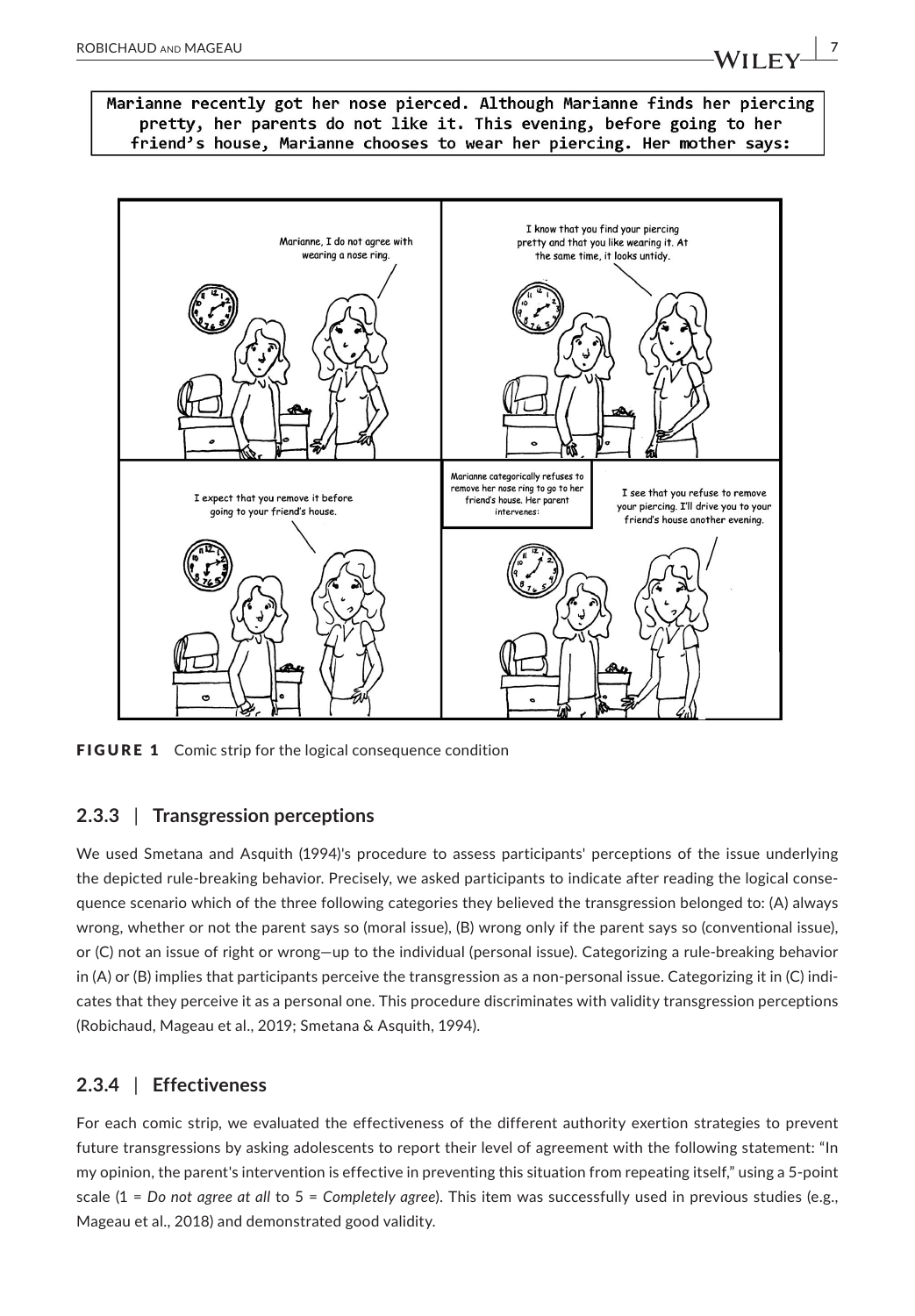Marianne recently got her nose pierced. Although Marianne finds her piercing pretty, her parents do not like it. This evening, before going to her friend's house, Marianne chooses to wear her piercing. Her mother says:

**FIGURE 1** Comic strip for the logical consequence condition

### 2.3.3 | Transgression perceptions

We used Smetana and Asquith (1994)'s procedure to assess participants' perceptions of the issue underlying the depicted rule-breaking behavior. Precisely, we asked participants to indicate after reading the logical consequence scenario which of the three following categories they believed the transgression belonged to: (A) always wrong, whether or not the parent says so (moral issue), (B) wrong only if the parent says so (conventional issue), or (C) not an issue of right or wrong—up to the individual (personal issue). Categorizing a rule-breaking behavior in (A) or (B) implies that participants perceive the transgression as a non-personal issue. Categorizing it in (C) indicates that they perceive it as a personal one. This procedure discriminates with validity transgression perceptions (Robichaud, Mageau et al., 2019; Smetana & Asquith, 1994).

### 2.3.4 | Effectiveness

For each comic strip, we evaluated the effectiveness of the different authority exertion strategies to prevent future transgressions by asking adolescents to report their level of agreement with the following statement: "In my opinion, the parent's intervention is effective in preventing this situation from repeating itself," using a 5-point scale (1 = *Do not agree at all* to 5 = *Completely agree*). This item was successfully used in previous studies (e.g., Mageau et al., 2018) and demonstrated good validity.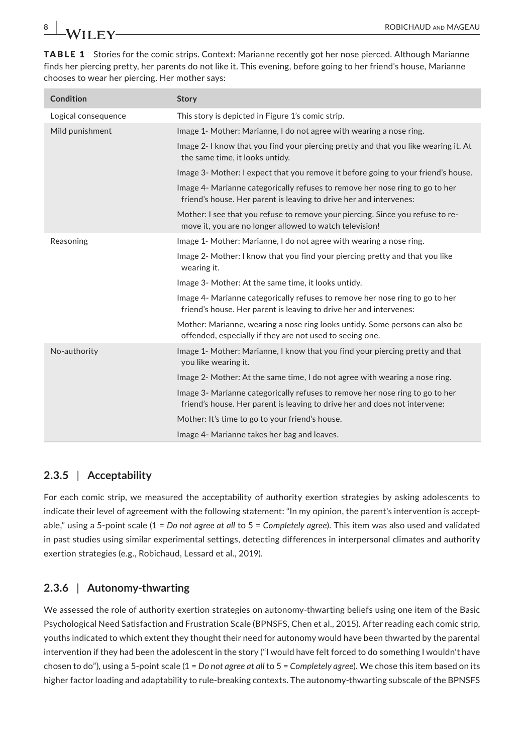**TABLE 1** Stories for the comic strips. Context: Marianne recently got her nose pierced. Although Marianne finds her piercing pretty, her parents do not like it. This evening, before going to her friend's house, Marianne chooses to wear her piercing. Her mother says:

| Condition | Story |
|---|---|
| Logical consequence | This story is depicted in Figure 1's comic strip. |
| Mild punishment | Image 1- Mother: Marianne, I do not agree with wearing a nose ring. |
| | Image 2- I know that you find your piercing pretty and that you like wearing it. At the same time, it looks untidy. |
| | Image 3- Mother: I expect that you remove it before going to your friend's house. |
| | Image 4- Marianne categorically refuses to remove her nose ring to go to her friend's house. Her parent is leaving to drive her and intervenes: |
| | Mother: I see that you refuse to remove your piercing. Since you refuse to remove it, you are no longer allowed to watch television! |
| Reasoning | Image 1- Mother: Marianne, I do not agree with wearing a nose ring. |
| | Image 2- Mother: I know that you find your piercing pretty and that you like wearing it. |
| | Image 3- Mother: At the same time, it looks untidy. |
| | Image 4- Marianne categorically refuses to remove her nose ring to go to her friend's house. Her parent is leaving to drive her and intervenes: |
| | Mother: Marianne, wearing a nose ring looks untidy. Some persons can also be offended, especially if they are not used to seeing one. |
| No-authority | Image 1- Mother: Marianne, I know that you find your piercing pretty and that you like wearing it. |
| | Image 2- Mother: At the same time, I do not agree with wearing a nose ring. |
| | Image 3- Marianne categorically refuses to remove her nose ring to go to her friend's house. Her parent is leaving to drive her and does not intervene: |
| | Mother: It's time to go to your friend's house. |
| | Image 4- Marianne takes her bag and leaves. |

### 2.3.5 | Acceptability

For each comic strip, we measured the acceptability of authority exertion strategies by asking adolescents to indicate their level of agreement with the following statement: "In my opinion, the parent's intervention is acceptable," using a 5-point scale (1 = *Do not agree at all* to 5 = *Completely agree*). This item was also used and validated in past studies using similar experimental settings, detecting differences in interpersonal climates and authority exertion strategies (e.g., Robichaud, Lessard et al., 2019).

### 2.3.6 | Autonomy-thwarting

We assessed the role of authority exertion strategies on autonomy-thwarting beliefs using one item of the Basic Psychological Need Satisfaction and Frustration Scale (BPNSFS, Chen et al., 2015). After reading each comic strip, youths indicated to which extent they thought their need for autonomy would have been thwarted by the parental intervention if they had been the adolescent in the story ("I would have felt forced to do something I wouldn't have chosen to do"), using a 5-point scale (1 = *Do not agree at all* to 5 = *Completely agree*). We chose this item based on its higher factor loading and adaptability to rule-breaking contexts. The autonomy-thwarting subscale of the BPNSFS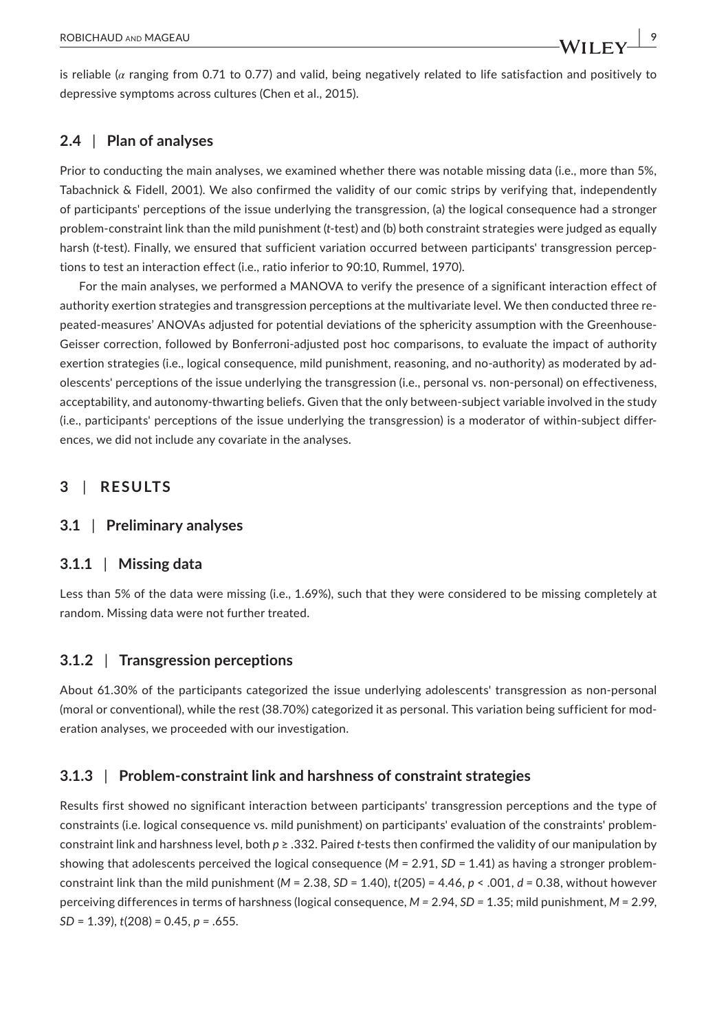is reliable ($\alpha$ ranging from 0.71 to 0.77) and valid, being negatively related to life satisfaction and positively to depressive symptoms across cultures (Chen et al., 2015).

### 2.4 | Plan of analyses

Prior to conducting the main analyses, we examined whether there was notable missing data (i.e., more than 5%, Tabachnick & Fidell, 2001). We also confirmed the validity of our comic strips by verifying that, independently of participants' perceptions of the issue underlying the transgression, (a) the logical consequence had a stronger problem-constraint link than the mild punishment (*t*-test) and (b) both constraint strategies were judged as equally harsh (*t*-test). Finally, we ensured that sufficient variation occurred between participants' transgression perceptions to test an interaction effect (i.e., ratio inferior to 90:10, Rummel, 1970).

For the main analyses, we performed a MANOVA to verify the presence of a significant interaction effect of authority exertion strategies and transgression perceptions at the multivariate level. We then conducted three repeated-measures' ANOVAs adjusted for potential deviations of the sphericity assumption with the Greenhouse-Geisser correction, followed by Bonferroni-adjusted post hoc comparisons, to evaluate the impact of authority exertion strategies (i.e., logical consequence, mild punishment, reasoning, and no-authority) as moderated by adolescents' perceptions of the issue underlying the transgression (i.e., personal vs. non-personal) on effectiveness, acceptability, and autonomy-thwarting beliefs. Given that the only between-subject variable involved in the study (i.e., participants' perceptions of the issue underlying the transgression) is a moderator of within-subject differences, we did not include any covariate in the analyses.

## 3 | RESULTS

### 3.1 | Preliminary analyses

#### 3.1.1 | Missing data

Less than 5% of the data were missing (i.e., 1.69%), such that they were considered to be missing completely at random. Missing data were not further treated.

#### 3.1.2 | Transgression perceptions

About 61.30% of the participants categorized the issue underlying adolescents' transgression as non-personal (moral or conventional), while the rest (38.70%) categorized it as personal. This variation being sufficient for moderation analyses, we proceeded with our investigation.

#### 3.1.3 | Problem-constraint link and harshness of constraint strategies

Results first showed no significant interaction between participants' transgression perceptions and the type of constraints (i.e. logical consequence vs. mild punishment) on participants' evaluation of the constraints' problem-constraint link and harshness level, both $p \geq .332$. Paired *t*-tests then confirmed the validity of our manipulation by showing that adolescents perceived the logical consequence ($M = 2.91$, $SD = 1.41$) as having a stronger problem-constraint link than the mild punishment ($M = 2.38$, $SD = 1.40$), $t(205) = 4.46$, $p < .001$, $d = 0.38$, without however perceiving differences in terms of harshness (logical consequence, $M = 2.94$, $SD = 1.35$; mild punishment, $M = 2.99$, $SD = 1.39$), $t(208) = 0.45$, $p = .655$.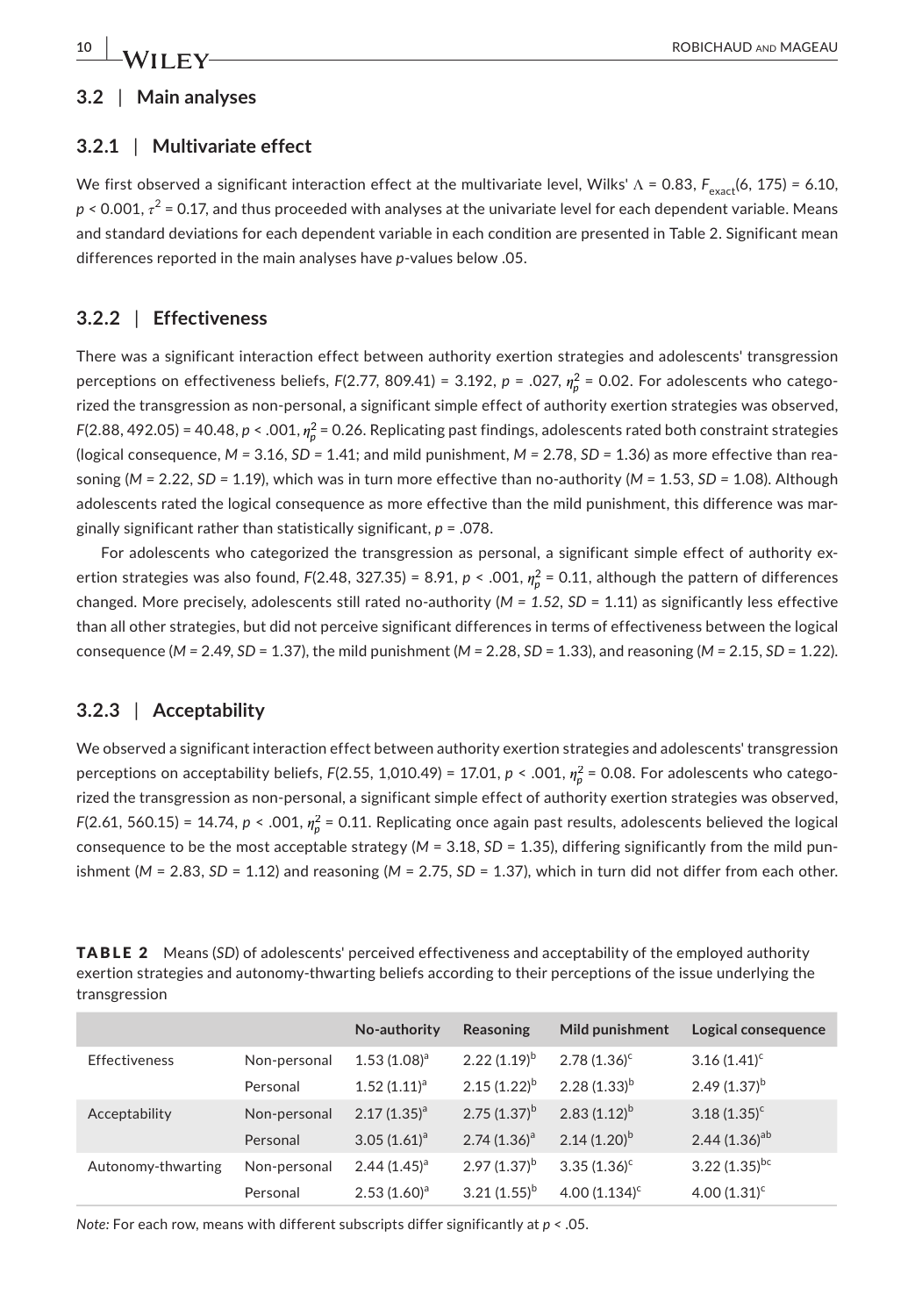### 3.2 | Main analyses

#### 3.2.1 | Multivariate effect

We first observed a significant interaction effect at the multivariate level, Wilks' $\Lambda$ = 0.83, $F_{exact}(6, 175) = 6.10$, $p < 0.001$, $\tau^2 = 0.17$, and thus proceeded with analyses at the univariate level for each dependent variable. Means and standard deviations for each dependent variable in each condition are presented in Table 2. Significant mean differences reported in the main analyses have *p*-values below .05.

#### 3.2.2 | Effectiveness

There was a significant interaction effect between authority exertion strategies and adolescents' transgression perceptions on effectiveness beliefs, $F(2.77, 809.41) = 3.192$, $p = .027$, $\eta_p^2 = 0.02$. For adolescents who categorized the transgression as non-personal, a significant simple effect of authority exertion strategies was observed, $F(2.88, 492.05) = 40.48$, $p < .001$, $\eta_p^2 = 0.26$. Replicating past findings, adolescents rated both constraint strategies (logical consequence, $M = 3.16$, $SD = 1.41$; and mild punishment, $M = 2.78$, $SD = 1.36$) as more effective than reasoning ($M = 2.22$, $SD = 1.19$), which was in turn more effective than no-authority ($M = 1.53$, $SD = 1.08$). Although adolescents rated the logical consequence as more effective than the mild punishment, this difference was marginally significant rather than statistically significant, $p = .078$.

For adolescents who categorized the transgression as personal, a significant simple effect of authority exertion strategies was also found, $F(2.48, 327.35) = 8.91$, $p < .001$, $\eta_p^2 = 0.11$, although the pattern of differences changed. More precisely, adolescents still rated no-authority ($M = 1.52$, $SD = 1.11$) as significantly less effective than all other strategies, but did not perceive significant differences in terms of effectiveness between the logical consequence ($M = 2.49$, $SD = 1.37$), the mild punishment ($M = 2.28$, $SD = 1.33$), and reasoning ($M = 2.15$, $SD = 1.22$).

#### 3.2.3 | Acceptability

We observed a significant interaction effect between authority exertion strategies and adolescents' transgression perceptions on acceptability beliefs, $F(2.55, 1{,}010.49) = 17.01$, $p < .001$, $\eta_p^2 = 0.08$. For adolescents who categorized the transgression as non-personal, a significant simple effect of authority exertion strategies was observed, $F(2.61, 560.15) = 14.74$, $p < .001$, $\eta_p^2 = 0.11$. Replicating once again past results, adolescents believed the logical consequence to be the most acceptable strategy ($M = 3.18$, $SD = 1.35$), differing significantly from the mild punishment ($M = 2.83$, $SD = 1.12$) and reasoning ($M = 2.75$, $SD = 1.37$), which in turn did not differ from each other.

**TABLE 2** Means (*SD*) of adolescents' perceived effectiveness and acceptability of the employed authority exertion strategies and autonomy-thwarting beliefs according to their perceptions of the issue underlying the transgression

| | | No-authority | Reasoning | Mild punishment | Logical consequence |
|---|---|---|---|---|---|
| Effectiveness | Non-personal | 1.53 (1.08)[a] | 2.22 (1.19)[b] | 2.78 (1.36)[c] | 3.16 (1.41)[c] |
| | Personal | 1.52 (1.11)[a] | 2.15 (1.22)[b] | 2.28 (1.33)[b] | 2.49 (1.37)[b] |
| Acceptability | Non-personal | 2.17 (1.35)[a] | 2.75 (1.37)[b] | 2.83 (1.12)[b] | 3.18 (1.35)[c] |
| | Personal | 3.05 (1.61)[a] | 2.74 (1.36)[a] | 2.14 (1.20)[b] | 2.44 (1.36)[ab] |
| Autonomy-thwarting | Non-personal | 2.44 (1.45)[a] | 2.97 (1.37)[b] | 3.35 (1.36)[c] | 3.22 (1.35)[bc] |
| | Personal | 2.53 (1.60)[a] | 3.21 (1.55)[b] | 4.00 (1.134)[c] | 4.00 (1.31)[c] |

*Note:* For each row, means with different subscripts differ significantly at $p < .05$.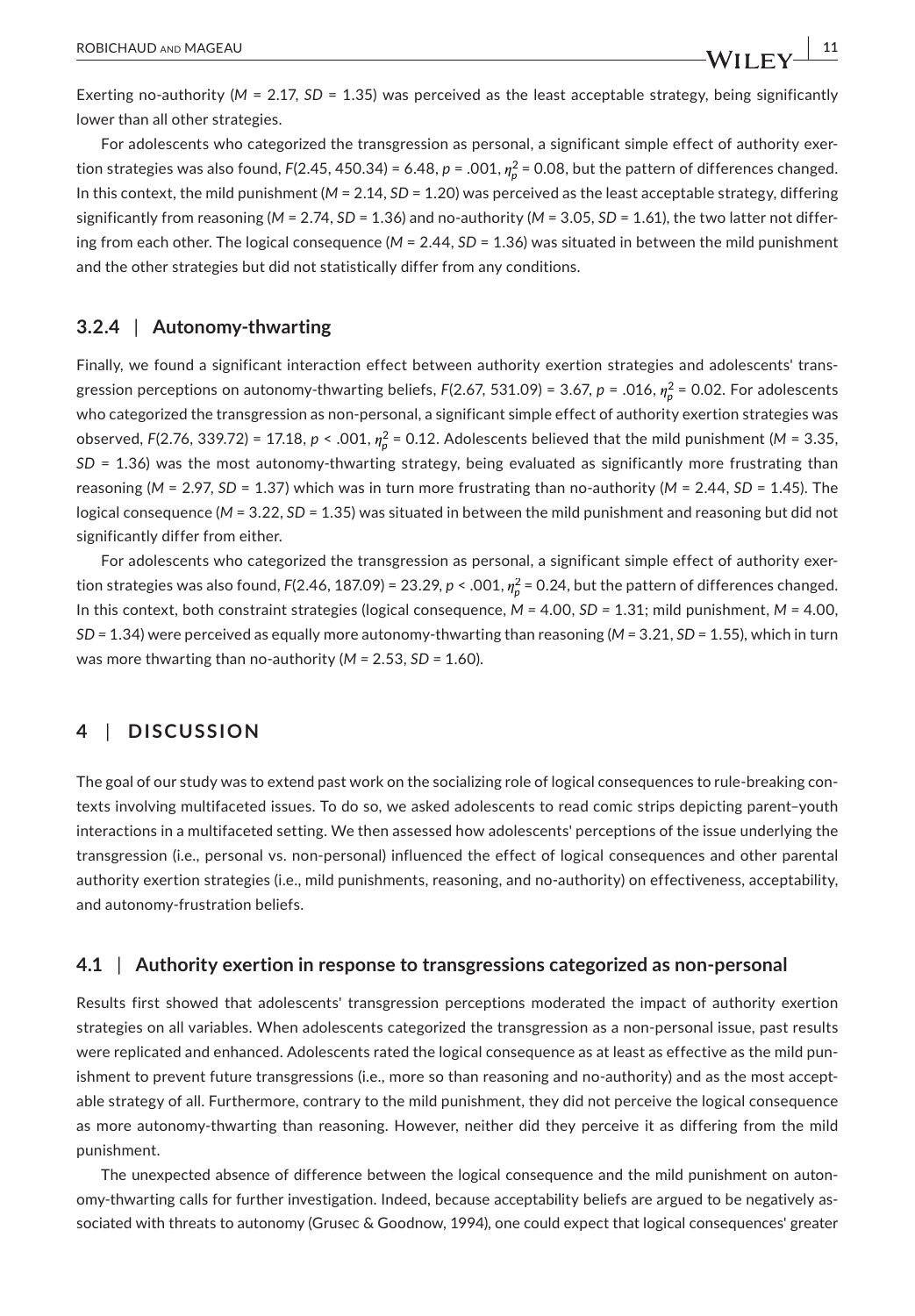Exerting no-authority ($M$ = 2.17, $SD$ = 1.35) was perceived as the least acceptable strategy, being significantly lower than all other strategies.

For adolescents who categorized the transgression as personal, a significant simple effect of authority exertion strategies was also found, $F(2.45, 450.34) = 6.48$, $p = .001$, $\eta_p^2 = 0.08$, but the pattern of differences changed. In this context, the mild punishment ($M$ = 2.14, $SD$ = 1.20) was perceived as the least acceptable strategy, differing significantly from reasoning ($M$ = 2.74, $SD$ = 1.36) and no-authority ($M$ = 3.05, $SD$ = 1.61), the two latter not differing from each other. The logical consequence ($M$ = 2.44, $SD$ = 1.36) was situated in between the mild punishment and the other strategies but did not statistically differ from any conditions.

### 3.2.4 | Autonomy-thwarting

Finally, we found a significant interaction effect between authority exertion strategies and adolescents' transgression perceptions on autonomy-thwarting beliefs, $F(2.67, 531.09) = 3.67$, $p = .016$, $\eta_p^2 = 0.02$. For adolescents who categorized the transgression as non-personal, a significant simple effect of authority exertion strategies was observed, $F(2.76, 339.72) = 17.18$, $p < .001$, $\eta_p^2 = 0.12$. Adolescents believed that the mild punishment ($M$ = 3.35, $SD$ = 1.36) was the most autonomy-thwarting strategy, being evaluated as significantly more frustrating than reasoning ($M$ = 2.97, $SD$ = 1.37) which was in turn more frustrating than no-authority ($M$ = 2.44, $SD$ = 1.45). The logical consequence ($M$ = 3.22, $SD$ = 1.35) was situated in between the mild punishment and reasoning but did not significantly differ from either.

For adolescents who categorized the transgression as personal, a significant simple effect of authority exertion strategies was also found, $F(2.46, 187.09) = 23.29$, $p < .001$, $\eta_p^2 = 0.24$, but the pattern of differences changed. In this context, both constraint strategies (logical consequence, $M$ = 4.00, $SD$ = 1.31; mild punishment, $M$ = 4.00, $SD$ = 1.34) were perceived as equally more autonomy-thwarting than reasoning ($M$ = 3.21, $SD$ = 1.55), which in turn was more thwarting than no-authority ($M$ = 2.53, $SD$ = 1.60).

## 4 | DISCUSSION

The goal of our study was to extend past work on the socializing role of logical consequences to rule-breaking contexts involving multifaceted issues. To do so, we asked adolescents to read comic strips depicting parent–youth interactions in a multifaceted setting. We then assessed how adolescents' perceptions of the issue underlying the transgression (i.e., personal vs. non-personal) influenced the effect of logical consequences and other parental authority exertion strategies (i.e., mild punishments, reasoning, and no-authority) on effectiveness, acceptability, and autonomy-frustration beliefs.

### 4.1 | Authority exertion in response to transgressions categorized as non-personal

Results first showed that adolescents' transgression perceptions moderated the impact of authority exertion strategies on all variables. When adolescents categorized the transgression as a non-personal issue, past results were replicated and enhanced. Adolescents rated the logical consequence as at least as effective as the mild punishment to prevent future transgressions (i.e., more so than reasoning and no-authority) and as the most acceptable strategy of all. Furthermore, contrary to the mild punishment, they did not perceive the logical consequence as more autonomy-thwarting than reasoning. However, neither did they perceive it as differing from the mild punishment.

The unexpected absence of difference between the logical consequence and the mild punishment on autonomy-thwarting calls for further investigation. Indeed, because acceptability beliefs are argued to be negatively associated with threats to autonomy (Grusec & Goodnow, 1994), one could expect that logical consequences' greater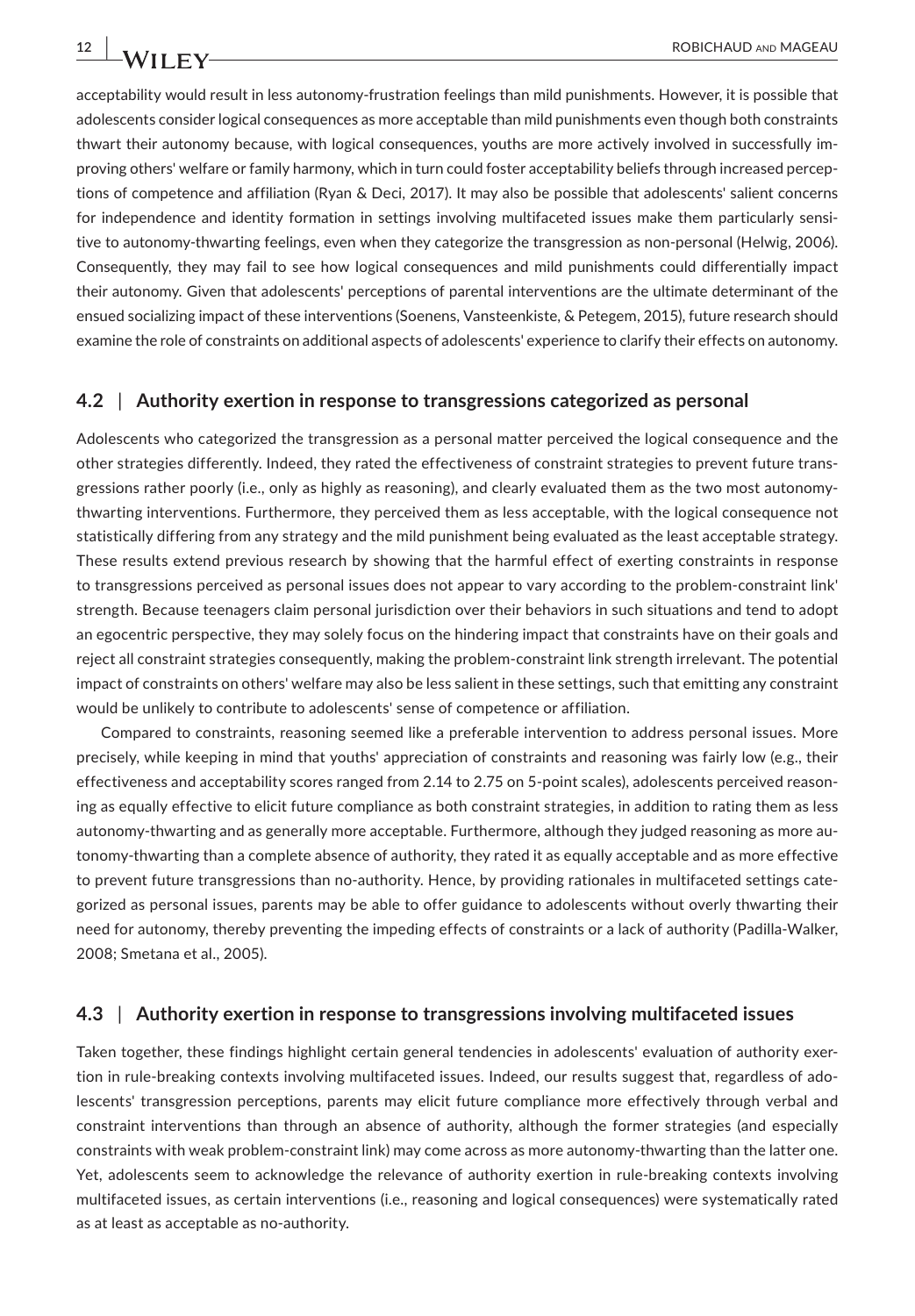acceptability would result in less autonomy-frustration feelings than mild punishments. However, it is possible that adolescents consider logical consequences as more acceptable than mild punishments even though both constraints thwart their autonomy because, with logical consequences, youths are more actively involved in successfully improving others' welfare or family harmony, which in turn could foster acceptability beliefs through increased perceptions of competence and affiliation (Ryan & Deci, 2017). It may also be possible that adolescents' salient concerns for independence and identity formation in settings involving multifaceted issues make them particularly sensitive to autonomy-thwarting feelings, even when they categorize the transgression as non-personal (Helwig, 2006). Consequently, they may fail to see how logical consequences and mild punishments could differentially impact their autonomy. Given that adolescents' perceptions of parental interventions are the ultimate determinant of the ensued socializing impact of these interventions (Soenens, Vansteenkiste, & Petegem, 2015), future research should examine the role of constraints on additional aspects of adolescents' experience to clarify their effects on autonomy.

## 4.2 | Authority exertion in response to transgressions categorized as personal

Adolescents who categorized the transgression as a personal matter perceived the logical consequence and the other strategies differently. Indeed, they rated the effectiveness of constraint strategies to prevent future transgressions rather poorly (i.e., only as highly as reasoning), and clearly evaluated them as the two most autonomy-thwarting interventions. Furthermore, they perceived them as less acceptable, with the logical consequence not statistically differing from any strategy and the mild punishment being evaluated as the least acceptable strategy. These results extend previous research by showing that the harmful effect of exerting constraints in response to transgressions perceived as personal issues does not appear to vary according to the problem-constraint link' strength. Because teenagers claim personal jurisdiction over their behaviors in such situations and tend to adopt an egocentric perspective, they may solely focus on the hindering impact that constraints have on their goals and reject all constraint strategies consequently, making the problem-constraint link strength irrelevant. The potential impact of constraints on others' welfare may also be less salient in these settings, such that emitting any constraint would be unlikely to contribute to adolescents' sense of competence or affiliation.

Compared to constraints, reasoning seemed like a preferable intervention to address personal issues. More precisely, while keeping in mind that youths' appreciation of constraints and reasoning was fairly low (e.g., their effectiveness and acceptability scores ranged from 2.14 to 2.75 on 5-point scales), adolescents perceived reasoning as equally effective to elicit future compliance as both constraint strategies, in addition to rating them as less autonomy-thwarting and as generally more acceptable. Furthermore, although they judged reasoning as more autonomy-thwarting than a complete absence of authority, they rated it as equally acceptable and as more effective to prevent future transgressions than no-authority. Hence, by providing rationales in multifaceted settings categorized as personal issues, parents may be able to offer guidance to adolescents without overly thwarting their need for autonomy, thereby preventing the impeding effects of constraints or a lack of authority (Padilla-Walker, 2008; Smetana et al., 2005).

## 4.3 | Authority exertion in response to transgressions involving multifaceted issues

Taken together, these findings highlight certain general tendencies in adolescents' evaluation of authority exertion in rule-breaking contexts involving multifaceted issues. Indeed, our results suggest that, regardless of adolescents' transgression perceptions, parents may elicit future compliance more effectively through verbal and constraint interventions than through an absence of authority, although the former strategies (and especially constraints with weak problem-constraint link) may come across as more autonomy-thwarting than the latter one. Yet, adolescents seem to acknowledge the relevance of authority exertion in rule-breaking contexts involving multifaceted issues, as certain interventions (i.e., reasoning and logical consequences) were systematically rated as at least as acceptable as no-authority.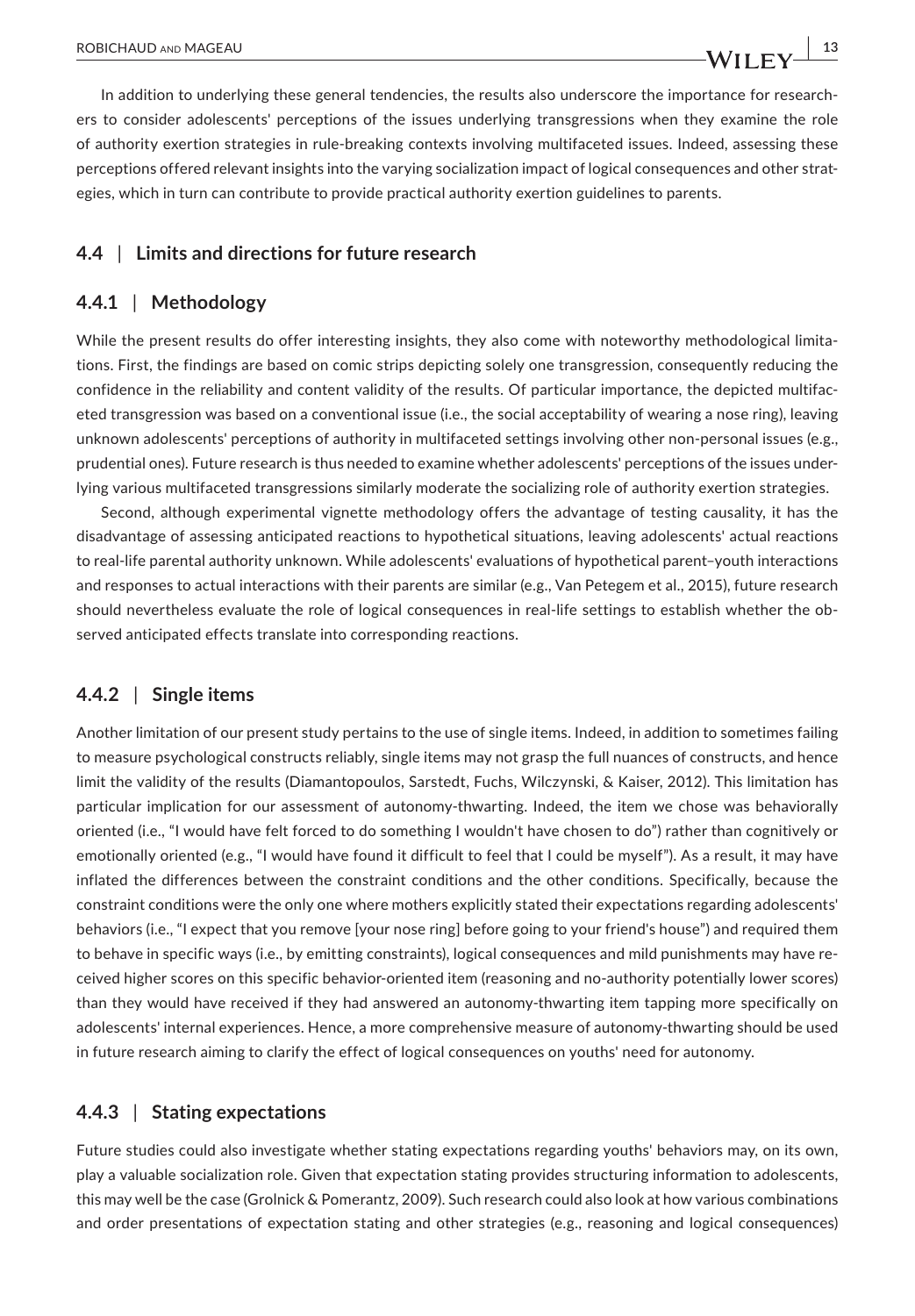In addition to underlying these general tendencies, the results also underscore the importance for researchers to consider adolescents' perceptions of the issues underlying transgressions when they examine the role of authority exertion strategies in rule-breaking contexts involving multifaceted issues. Indeed, assessing these perceptions offered relevant insights into the varying socialization impact of logical consequences and other strategies, which in turn can contribute to provide practical authority exertion guidelines to parents.

## 4.4 | Limits and directions for future research

### 4.4.1 | Methodology

While the present results do offer interesting insights, they also come with noteworthy methodological limitations. First, the findings are based on comic strips depicting solely one transgression, consequently reducing the confidence in the reliability and content validity of the results. Of particular importance, the depicted multifaceted transgression was based on a conventional issue (i.e., the social acceptability of wearing a nose ring), leaving unknown adolescents' perceptions of authority in multifaceted settings involving other non-personal issues (e.g., prudential ones). Future research is thus needed to examine whether adolescents' perceptions of the issues underlying various multifaceted transgressions similarly moderate the socializing role of authority exertion strategies.

Second, although experimental vignette methodology offers the advantage of testing causality, it has the disadvantage of assessing anticipated reactions to hypothetical situations, leaving adolescents' actual reactions to real-life parental authority unknown. While adolescents' evaluations of hypothetical parent–youth interactions and responses to actual interactions with their parents are similar (e.g., Van Petegem et al., 2015), future research should nevertheless evaluate the role of logical consequences in real-life settings to establish whether the observed anticipated effects translate into corresponding reactions.

### 4.4.2 | Single items

Another limitation of our present study pertains to the use of single items. Indeed, in addition to sometimes failing to measure psychological constructs reliably, single items may not grasp the full nuances of constructs, and hence limit the validity of the results (Diamantopoulos, Sarstedt, Fuchs, Wilczynski, & Kaiser, 2012). This limitation has particular implication for our assessment of autonomy-thwarting. Indeed, the item we chose was behaviorally oriented (i.e., "I would have felt forced to do something I wouldn't have chosen to do") rather than cognitively or emotionally oriented (e.g., "I would have found it difficult to feel that I could be myself"). As a result, it may have inflated the differences between the constraint conditions and the other conditions. Specifically, because the constraint conditions were the only one where mothers explicitly stated their expectations regarding adolescents' behaviors (i.e., "I expect that you remove [your nose ring] before going to your friend's house") and required them to behave in specific ways (i.e., by emitting constraints), logical consequences and mild punishments may have received higher scores on this specific behavior-oriented item (reasoning and no-authority potentially lower scores) than they would have received if they had answered an autonomy-thwarting item tapping more specifically on adolescents' internal experiences. Hence, a more comprehensive measure of autonomy-thwarting should be used in future research aiming to clarify the effect of logical consequences on youths' need for autonomy.

### 4.4.3 | Stating expectations

Future studies could also investigate whether stating expectations regarding youths' behaviors may, on its own, play a valuable socialization role. Given that expectation stating provides structuring information to adolescents, this may well be the case (Grolnick & Pomerantz, 2009). Such research could also look at how various combinations and order presentations of expectation stating and other strategies (e.g., reasoning and logical consequences)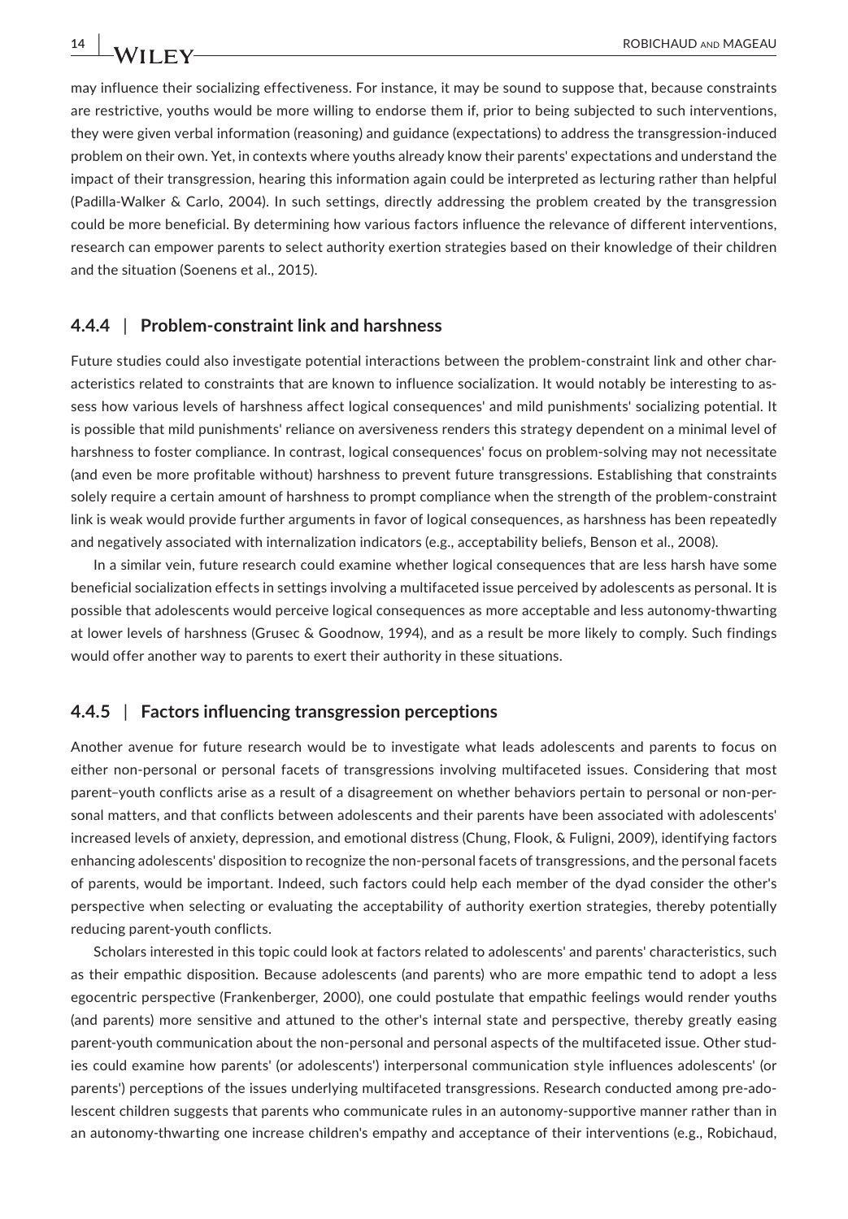may influence their socializing effectiveness. For instance, it may be sound to suppose that, because constraints are restrictive, youths would be more willing to endorse them if, prior to being subjected to such interventions, they were given verbal information (reasoning) and guidance (expectations) to address the transgression-induced problem on their own. Yet, in contexts where youths already know their parents' expectations and understand the impact of their transgression, hearing this information again could be interpreted as lecturing rather than helpful (Padilla-Walker & Carlo, 2004). In such settings, directly addressing the problem created by the transgression could be more beneficial. By determining how various factors influence the relevance of different interventions, research can empower parents to select authority exertion strategies based on their knowledge of their children and the situation (Soenens et al., 2015).

### 4.4.4 | Problem-constraint link and harshness

Future studies could also investigate potential interactions between the problem-constraint link and other characteristics related to constraints that are known to influence socialization. It would notably be interesting to assess how various levels of harshness affect logical consequences' and mild punishments' socializing potential. It is possible that mild punishments' reliance on aversiveness renders this strategy dependent on a minimal level of harshness to foster compliance. In contrast, logical consequences' focus on problem-solving may not necessitate (and even be more profitable without) harshness to prevent future transgressions. Establishing that constraints solely require a certain amount of harshness to prompt compliance when the strength of the problem-constraint link is weak would provide further arguments in favor of logical consequences, as harshness has been repeatedly and negatively associated with internalization indicators (e.g., acceptability beliefs, Benson et al., 2008).

In a similar vein, future research could examine whether logical consequences that are less harsh have some beneficial socialization effects in settings involving a multifaceted issue perceived by adolescents as personal. It is possible that adolescents would perceive logical consequences as more acceptable and less autonomy-thwarting at lower levels of harshness (Grusec & Goodnow, 1994), and as a result be more likely to comply. Such findings would offer another way to parents to exert their authority in these situations.

### 4.4.5 | Factors influencing transgression perceptions

Another avenue for future research would be to investigate what leads adolescents and parents to focus on either non-personal or personal facets of transgressions involving multifaceted issues. Considering that most parent–youth conflicts arise as a result of a disagreement on whether behaviors pertain to personal or non-personal matters, and that conflicts between adolescents and their parents have been associated with adolescents' increased levels of anxiety, depression, and emotional distress (Chung, Flook, & Fuligni, 2009), identifying factors enhancing adolescents' disposition to recognize the non-personal facets of transgressions, and the personal facets of parents, would be important. Indeed, such factors could help each member of the dyad consider the other's perspective when selecting or evaluating the acceptability of authority exertion strategies, thereby potentially reducing parent-youth conflicts.

Scholars interested in this topic could look at factors related to adolescents' and parents' characteristics, such as their empathic disposition. Because adolescents (and parents) who are more empathic tend to adopt a less egocentric perspective (Frankenberger, 2000), one could postulate that empathic feelings would render youths (and parents) more sensitive and attuned to the other's internal state and perspective, thereby greatly easing parent-youth communication about the non-personal and personal aspects of the multifaceted issue. Other studies could examine how parents' (or adolescents') interpersonal communication style influences adolescents' (or parents') perceptions of the issues underlying multifaceted transgressions. Research conducted among pre-adolescent children suggests that parents who communicate rules in an autonomy-supportive manner rather than in an autonomy-thwarting one increase children's empathy and acceptance of their interventions (e.g., Robichaud,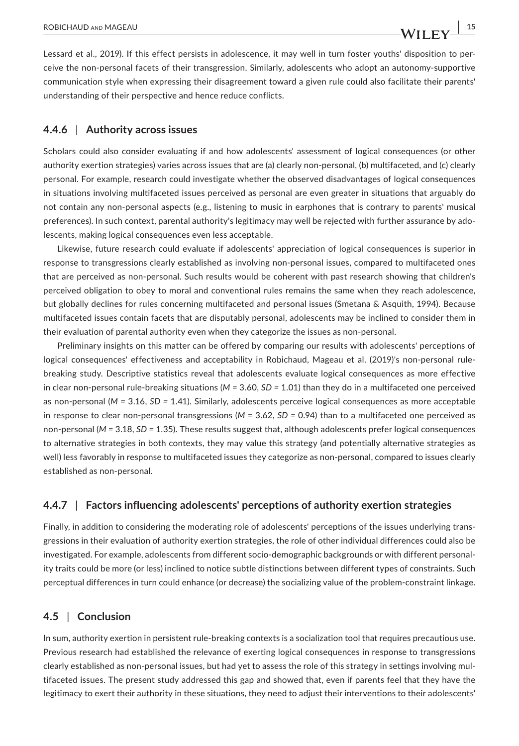Lessard et al., 2019). If this effect persists in adolescence, it may well in turn foster youths' disposition to perceive the non-personal facets of their transgression. Similarly, adolescents who adopt an autonomy-supportive communication style when expressing their disagreement toward a given rule could also facilitate their parents' understanding of their perspective and hence reduce conflicts.

### 4.4.6 | Authority across issues

Scholars could also consider evaluating if and how adolescents' assessment of logical consequences (or other authority exertion strategies) varies across issues that are (a) clearly non-personal, (b) multifaceted, and (c) clearly personal. For example, research could investigate whether the observed disadvantages of logical consequences in situations involving multifaceted issues perceived as personal are even greater in situations that arguably do not contain any non-personal aspects (e.g., listening to music in earphones that is contrary to parents' musical preferences). In such context, parental authority's legitimacy may well be rejected with further assurance by adolescents, making logical consequences even less acceptable.

Likewise, future research could evaluate if adolescents' appreciation of logical consequences is superior in response to transgressions clearly established as involving non-personal issues, compared to multifaceted ones that are perceived as non-personal. Such results would be coherent with past research showing that children's perceived obligation to obey to moral and conventional rules remains the same when they reach adolescence, but globally declines for rules concerning multifaceted and personal issues (Smetana & Asquith, 1994). Because multifaceted issues contain facets that are disputably personal, adolescents may be inclined to consider them in their evaluation of parental authority even when they categorize the issues as non-personal.

Preliminary insights on this matter can be offered by comparing our results with adolescents' perceptions of logical consequences' effectiveness and acceptability in Robichaud, Mageau et al. (2019)'s non-personal rule-breaking study. Descriptive statistics reveal that adolescents evaluate logical consequences as more effective in clear non-personal rule-breaking situations ($M = 3.60$, $SD = 1.01$) than they do in a multifaceted one perceived as non-personal ($M = 3.16$, $SD = 1.41$). Similarly, adolescents perceive logical consequences as more acceptable in response to clear non-personal transgressions ($M = 3.62$, $SD = 0.94$) than to a multifaceted one perceived as non-personal ($M = 3.18$, $SD = 1.35$). These results suggest that, although adolescents prefer logical consequences to alternative strategies in both contexts, they may value this strategy (and potentially alternative strategies as well) less favorably in response to multifaceted issues they categorize as non-personal, compared to issues clearly established as non-personal.

### 4.4.7 | Factors influencing adolescents' perceptions of authority exertion strategies

Finally, in addition to considering the moderating role of adolescents' perceptions of the issues underlying transgressions in their evaluation of authority exertion strategies, the role of other individual differences could also be investigated. For example, adolescents from different socio-demographic backgrounds or with different personality traits could be more (or less) inclined to notice subtle distinctions between different types of constraints. Such perceptual differences in turn could enhance (or decrease) the socializing value of the problem-constraint linkage.

## 4.5 | Conclusion

In sum, authority exertion in persistent rule-breaking contexts is a socialization tool that requires precautious use. Previous research had established the relevance of exerting logical consequences in response to transgressions clearly established as non-personal issues, but had yet to assess the role of this strategy in settings involving multifaceted issues. The present study addressed this gap and showed that, even if parents feel that they have the legitimacy to exert their authority in these situations, they need to adjust their interventions to their adolescents'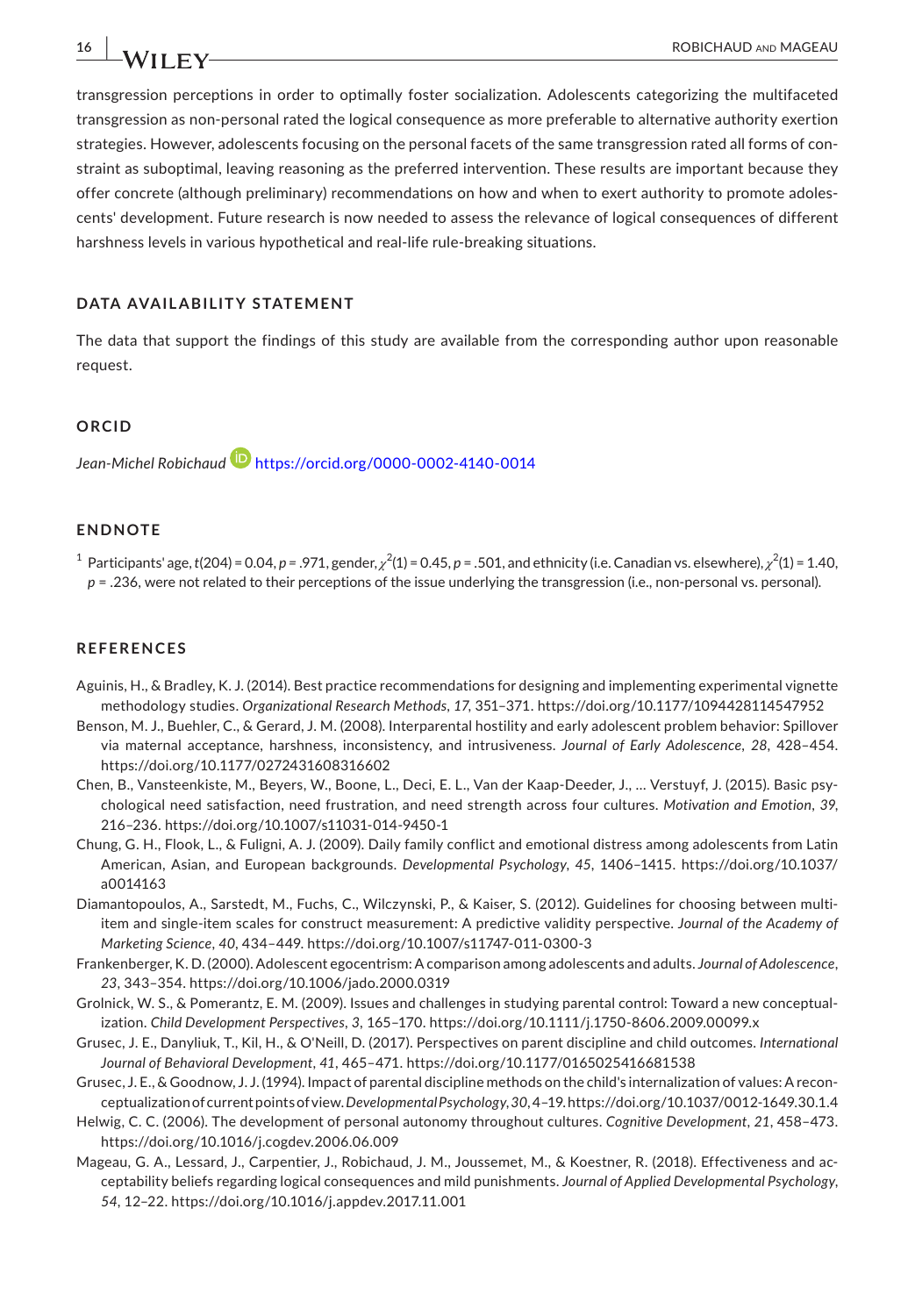transgression perceptions in order to optimally foster socialization. Adolescents categorizing the multifaceted transgression as non-personal rated the logical consequence as more preferable to alternative authority exertion strategies. However, adolescents focusing on the personal facets of the same transgression rated all forms of constraint as suboptimal, leaving reasoning as the preferred intervention. These results are important because they offer concrete (although preliminary) recommendations on how and when to exert authority to promote adolescents' development. Future research is now needed to assess the relevance of logical consequences of different harshness levels in various hypothetical and real-life rule-breaking situations.

## DATA AVAILABILITY STATEMENT

The data that support the findings of this study are available from the corresponding author upon reasonable request.

## ORCID

*Jean-Michel Robichaud* https://orcid.org/0000-0002-4140-0014

## ENDNOTE

[1] Participants' age, $t(204) = 0.04$, $p = .971$, gender, $\chi^2(1) = 0.45$, $p = .501$, and ethnicity (i.e. Canadian vs. elsewhere), $\chi^2(1) = 1.40$, $p = .236$, were not related to their perceptions of the issue underlying the transgression (i.e., non-personal vs. personal).

## REFERENCES

Aguinis, H., & Bradley, K. J. (2014). Best practice recommendations for designing and implementing experimental vignette methodology studies. *Organizational Research Methods*, *17*, 351–371. https://doi.org/10.1177/1094428114547952

Benson, M. J., Buehler, C., & Gerard, J. M. (2008). Interparental hostility and early adolescent problem behavior: Spillover via maternal acceptance, harshness, inconsistency, and intrusiveness. *Journal of Early Adolescence*, *28*, 428–454. https://doi.org/10.1177/0272431608316602

Chen, B., Vansteenkiste, M., Beyers, W., Boone, L., Deci, E. L., Van der Kaap-Deeder, J., … Verstuyf, J. (2015). Basic psychological need satisfaction, need frustration, and need strength across four cultures. *Motivation and Emotion*, *39*, 216–236. https://doi.org/10.1007/s11031-014-9450-1

Chung, G. H., Flook, L., & Fuligni, A. J. (2009). Daily family conflict and emotional distress among adolescents from Latin American, Asian, and European backgrounds. *Developmental Psychology*, *45*, 1406–1415. https://doi.org/10.1037/a0014163

Diamantopoulos, A., Sarstedt, M., Fuchs, C., Wilczynski, P., & Kaiser, S. (2012). Guidelines for choosing between multi-item and single-item scales for construct measurement: A predictive validity perspective. *Journal of the Academy of Marketing Science*, *40*, 434–449. https://doi.org/10.1007/s11747-011-0300-3

Frankenberger, K. D. (2000). Adolescent egocentrism: A comparison among adolescents and adults. *Journal of Adolescence*, *23*, 343–354. https://doi.org/10.1006/jado.2000.0319

Grolnick, W. S., & Pomerantz, E. M. (2009). Issues and challenges in studying parental control: Toward a new conceptualization. *Child Development Perspectives*, *3*, 165–170. https://doi.org/10.1111/j.1750-8606.2009.00099.x

Grusec, J. E., Danyliuk, T., Kil, H., & O'Neill, D. (2017). Perspectives on parent discipline and child outcomes. *International Journal of Behavioral Development*, *41*, 465–471. https://doi.org/10.1177/0165025416681538

Grusec, J. E., & Goodnow, J. J. (1994). Impact of parental discipline methods on the child's internalization of values: A reconceptualization of current points of view. *Developmental Psychology*, *30*, 4–19. https://doi.org/10.1037/0012-1649.30.1.4

Helwig, C. C. (2006). The development of personal autonomy throughout cultures. *Cognitive Development*, *21*, 458–473. https://doi.org/10.1016/j.cogdev.2006.06.009

Mageau, G. A., Lessard, J., Carpentier, J., Robichaud, J. M., Joussemet, M., & Koestner, R. (2018). Effectiveness and acceptability beliefs regarding logical consequences and mild punishments. *Journal of Applied Developmental Psychology*, *54*, 12–22. https://doi.org/10.1016/j.appdev.2017.11.001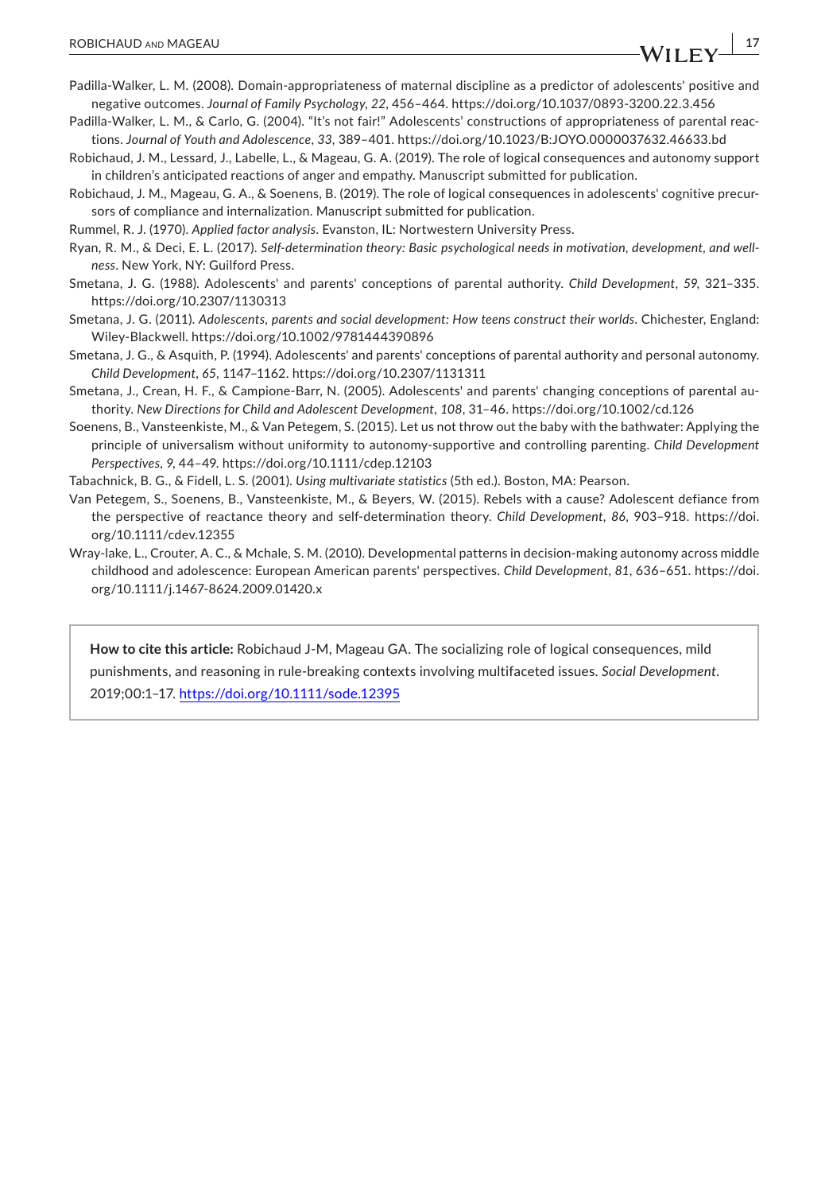Padilla-Walker, L. M. (2008). Domain-appropriateness of maternal discipline as a predictor of adolescents' positive and negative outcomes. *Journal of Family Psychology*, *22*, 456–464. https://doi.org/10.1037/0893-3200.22.3.456

Padilla-Walker, L. M., & Carlo, G. (2004). "It's not fair!" Adolescents' constructions of appropriateness of parental reactions. *Journal of Youth and Adolescence*, *33*, 389–401. https://doi.org/10.1023/B:JOYO.0000037632.46633.bd

Robichaud, J. M., Lessard, J., Labelle, L., & Mageau, G. A. (2019). The role of logical consequences and autonomy support in children's anticipated reactions of anger and empathy. Manuscript submitted for publication.

Robichaud, J. M., Mageau, G. A., & Soenens, B. (2019). The role of logical consequences in adolescents' cognitive precursors of compliance and internalization. Manuscript submitted for publication.

Rummel, R. J. (1970). *Applied factor analysis*. Evanston, IL: Nortwestern University Press.

Ryan, R. M., & Deci, E. L. (2017). *Self-determination theory: Basic psychological needs in motivation, development, and wellness*. New York, NY: Guilford Press.

Smetana, J. G. (1988). Adolescents' and parents' conceptions of parental authority. *Child Development*, *59*, 321–335. https://doi.org/10.2307/1130313

Smetana, J. G. (2011). *Adolescents, parents and social development: How teens construct their worlds*. Chichester, England: Wiley-Blackwell. https://doi.org/10.1002/9781444390896

Smetana, J. G., & Asquith, P. (1994). Adolescents' and parents' conceptions of parental authority and personal autonomy. *Child Development*, *65*, 1147–1162. https://doi.org/10.2307/1131311

Smetana, J., Crean, H. F., & Campione-Barr, N. (2005). Adolescents' and parents' changing conceptions of parental authority. *New Directions for Child and Adolescent Development*, *108*, 31–46. https://doi.org/10.1002/cd.126

Soenens, B., Vansteenkiste, M., & Van Petegem, S. (2015). Let us not throw out the baby with the bathwater: Applying the principle of universalism without uniformity to autonomy-supportive and controlling parenting. *Child Development Perspectives*, *9*, 44–49. https://doi.org/10.1111/cdep.12103

Tabachnick, B. G., & Fidell, L. S. (2001). *Using multivariate statistics* (5th ed.). Boston, MA: Pearson.

Van Petegem, S., Soenens, B., Vansteenkiste, M., & Beyers, W. (2015). Rebels with a cause? Adolescent defiance from the perspective of reactance theory and self-determination theory. *Child Development*, *86*, 903–918. https://doi.org/10.1111/cdev.12355

Wray-lake, L., Crouter, A. C., & Mchale, S. M. (2010). Developmental patterns in decision-making autonomy across middle childhood and adolescence: European American parents' perspectives. *Child Development*, *81*, 636–651. https://doi.org/10.1111/j.1467-8624.2009.01420.x

**How to cite this article:** Robichaud J-M, Mageau GA. The socializing role of logical consequences, mild punishments, and reasoning in rule-breaking contexts involving multifaceted issues. *Social Development*. 2019;00:1–17. https://doi.org/10.1111/sode.12395